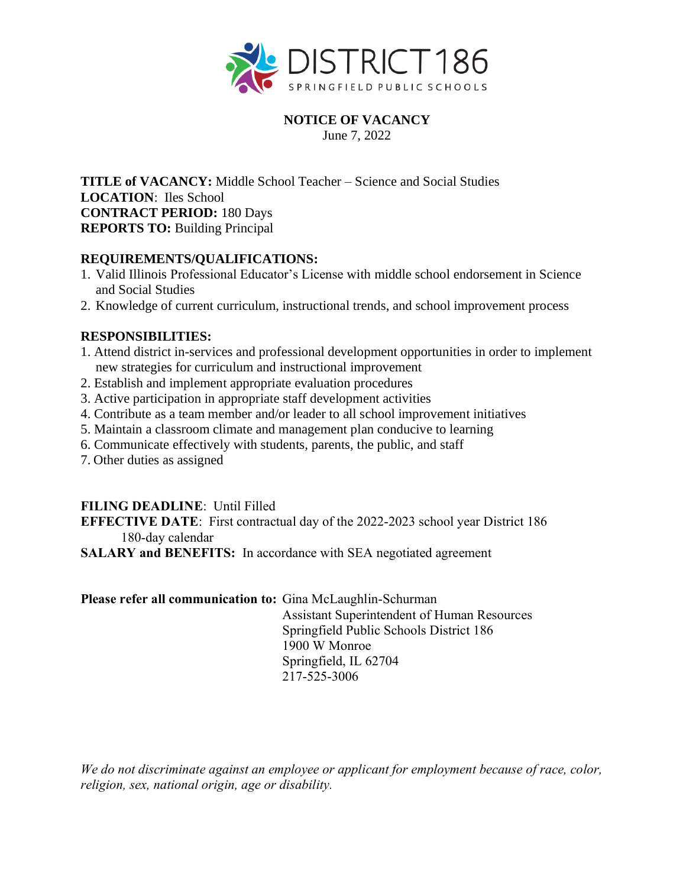DISTRICT 186

SPRINGFIELD PUBLIC SCHOOLS

# NOTICE OF VACANCY

June 7, 2022

**TITLE of VACANCY:** Middle School Teacher – Science and Social Studies
**LOCATION**: Iles School
**CONTRACT PERIOD:** 180 Days
**REPORTS TO:** Building Principal

## REQUIREMENTS/QUALIFICATIONS:

1. Valid Illinois Professional Educator's License with middle school endorsement in Science and Social Studies
2. Knowledge of current curriculum, instructional trends, and school improvement process

## RESPONSIBILITIES:

1. Attend district in-services and professional development opportunities in order to implement new strategies for curriculum and instructional improvement
2. Establish and implement appropriate evaluation procedures
3. Active participation in appropriate staff development activities
4. Contribute as a team member and/or leader to all school improvement initiatives
5. Maintain a classroom climate and management plan conducive to learning
6. Communicate effectively with students, parents, the public, and staff
7. Other duties as assigned

**FILING DEADLINE**: Until Filled
**EFFECTIVE DATE**: First contractual day of the 2022-2023 school year District 186 180-day calendar
**SALARY and BENEFITS:** In accordance with SEA negotiated agreement

**Please refer all communication to:** Gina McLaughlin-Schurman
Assistant Superintendent of Human Resources
Springfield Public Schools District 186
1900 W Monroe
Springfield, IL 62704
217-525-3006

*We do not discriminate against an employee or applicant for employment because of race, color, religion, sex, national origin, age or disability.*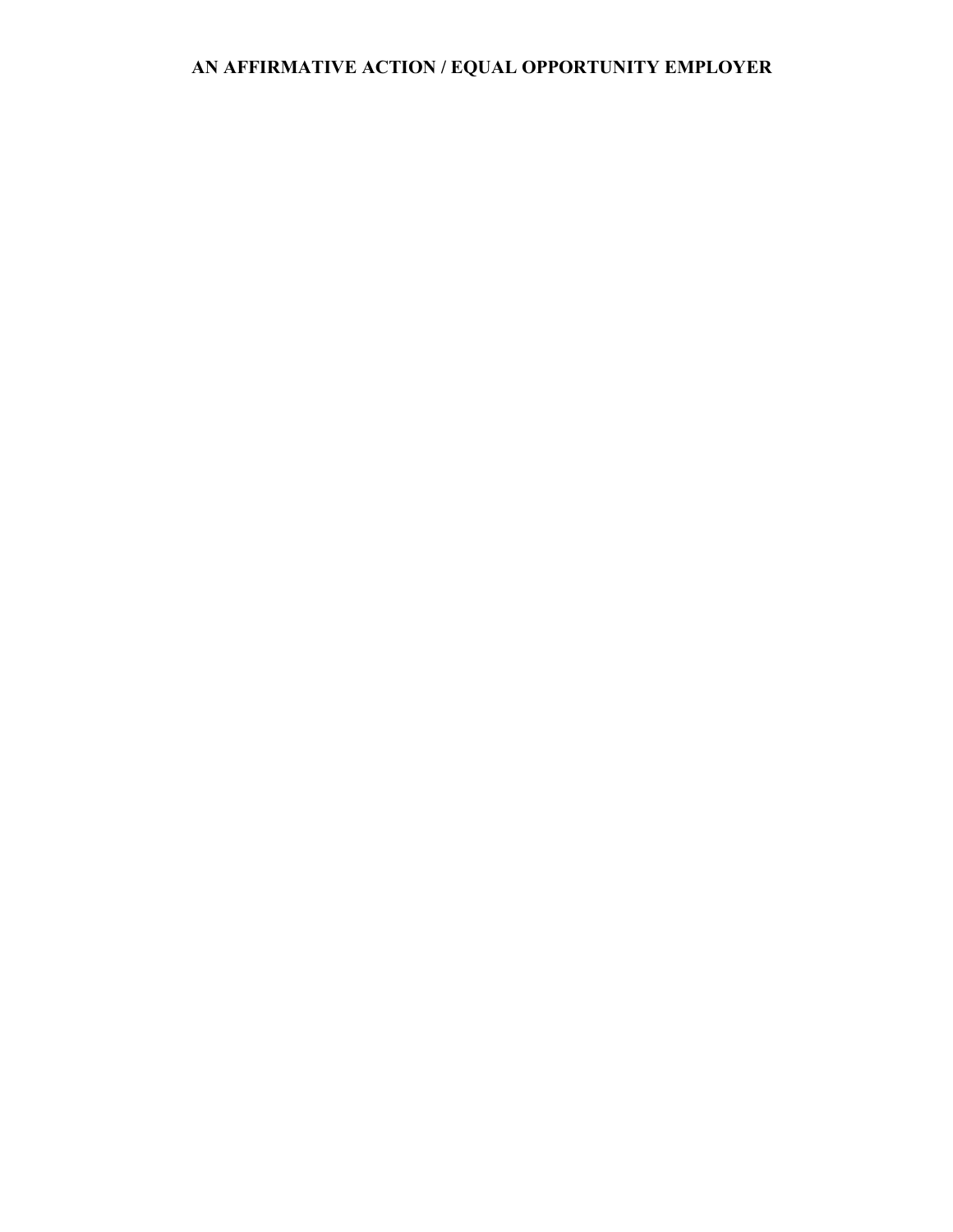**AN AFFIRMATIVE ACTION / EQUAL OPPORTUNITY EMPLOYER**